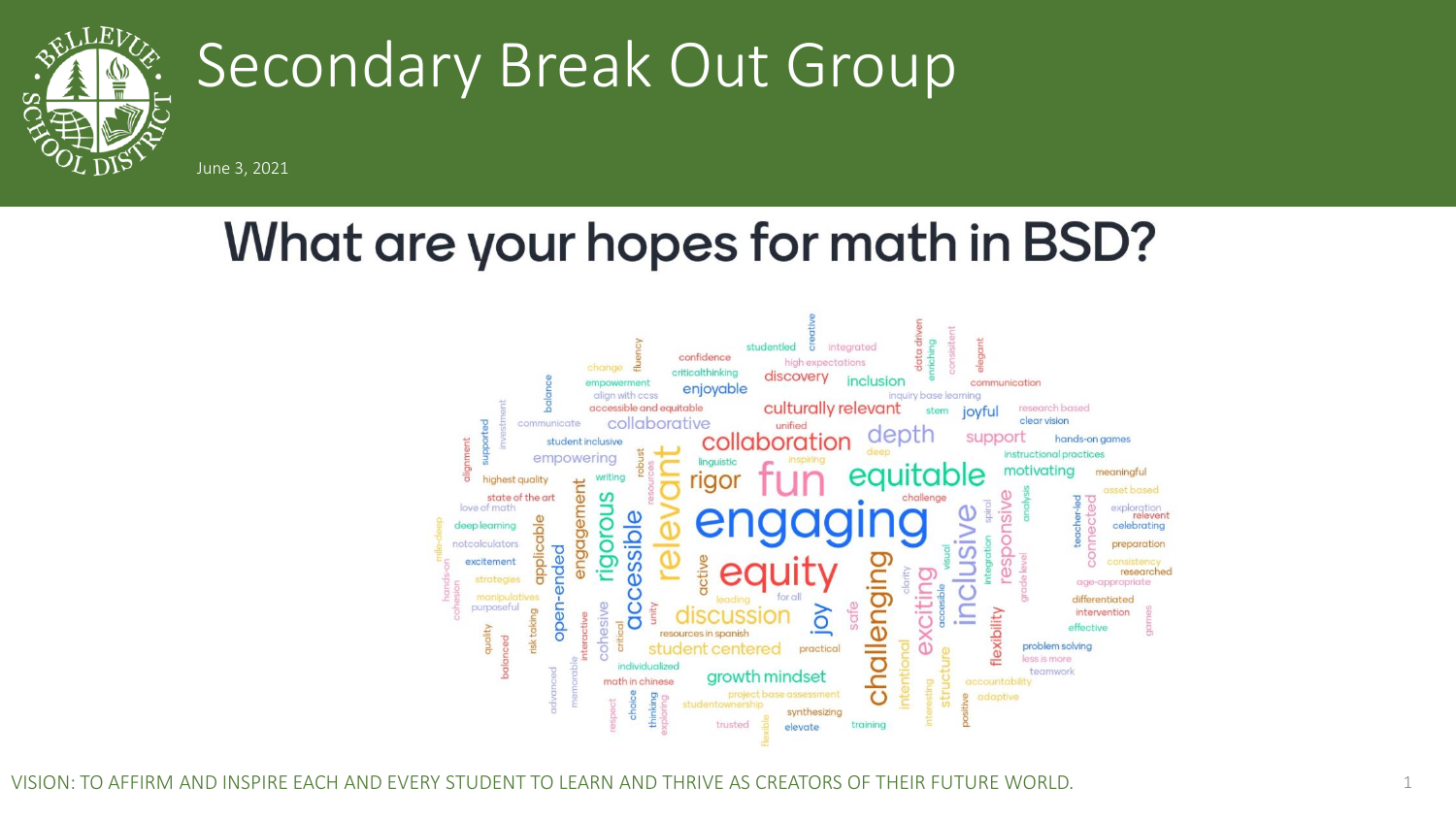# Secondary Break Out Group

June 3, 2021

## What are your hopes for math in BSD?

creative, studentled, integrated, data driven, enriching, consistent, elegant, confidence, high expectations, fluency, change, criticalthinking, discovery, inclusion, communication, empowerment, enjoyable, balance, align with ccss, inquiry base learning, accessible and equitable, culturally relevant, stem, joyful, research based, clear vision, investment, communicate, collaborative, unified, supported, collaboration, depth, support, hands-on games, student inclusive, deep, instructional practices, alignment, empowering, linguistic, inspiring, robust, resources, highest quality, writing, rigor, fun, equitable, motivating, meaningful, relevant, asset based, state of the art, challenge, analysis, spiral, teacher-led, connected, love of math, engagement, rigorous, accessible, engaging, inclusive, responsive, exploration, relevent, celebrating, deep learning, applicable, mile-deep, notcalculators, open-ended, preparation, excitement, active, equity, visual, integration, consistency, researched, hands-on, strategies, clarity, age-appropriate, cohesion, manipulatives, challenging, grade level, for all, leading, exciting, accessible, differentiated, purposeful, unity, safe, intervention, risk taking, interactive, cohesive, discussion, joy, flexibility, games, effective, quality, critical, resources in spanish, student centered, practical, problem solving, balanced, less is more, individualized, intentional, structure, teamwork, advanced, memorable, growth mindset, accountability, math in chinese, adaptive, project base assessment, respect, choice, thinking, exploring, studentownership, interesting, positive, synthesizing, trusted, flexible, elevate, training

VISION: TO AFFIRM AND INSPIRE EACH AND EVERY STUDENT TO LEARN AND THRIVE AS CREATORS OF THEIR FUTURE WORLD.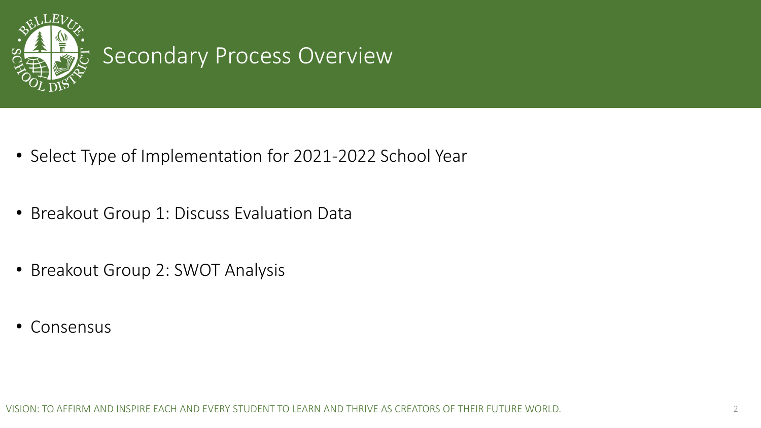# Secondary Process Overview

- Select Type of Implementation for 2021-2022 School Year
- Breakout Group 1: Discuss Evaluation Data
- Breakout Group 2: SWOT Analysis
- Consensus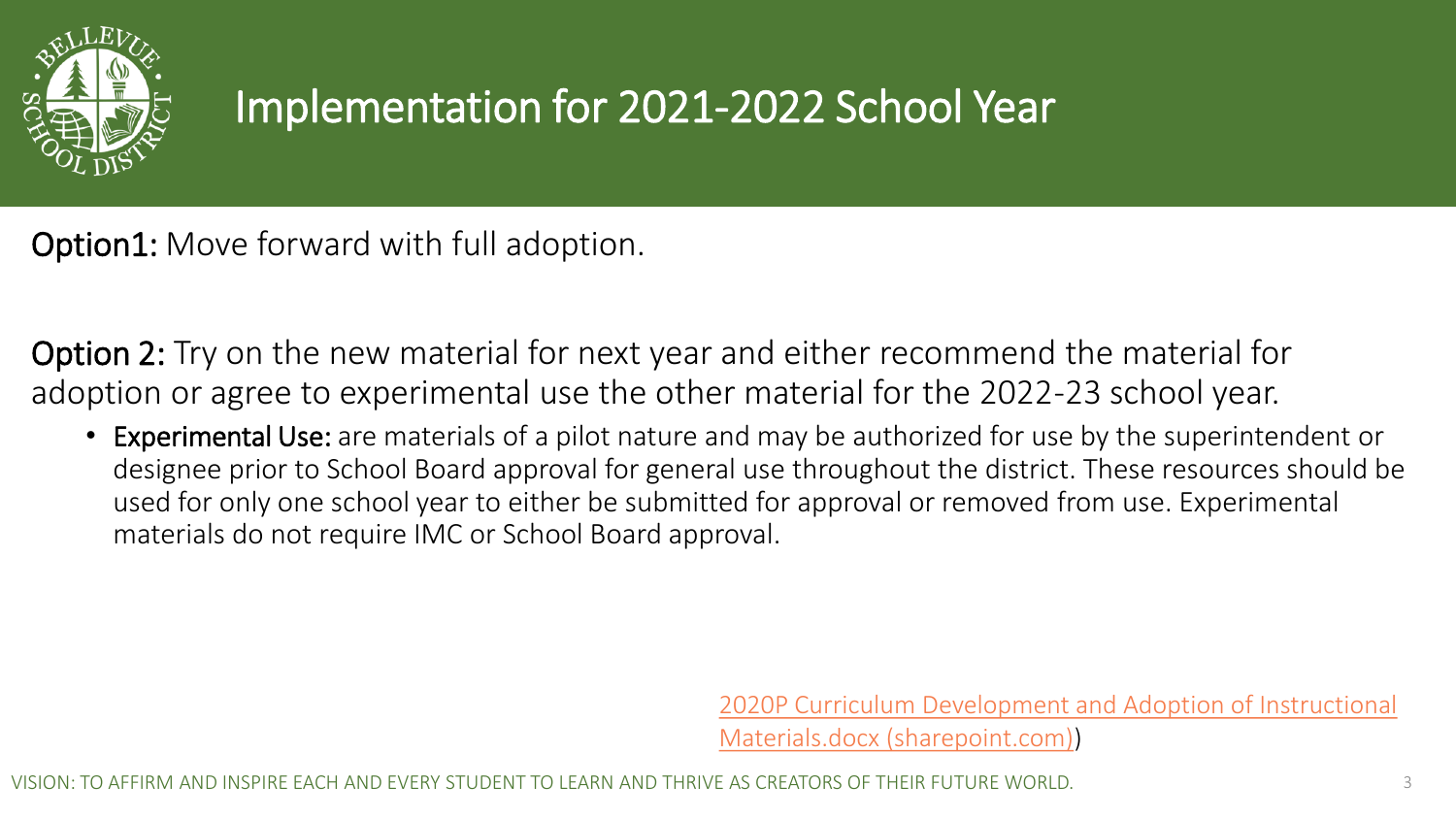# Implementation for 2021-2022 School Year

**Option1:** Move forward with full adoption.

**Option 2:** Try on the new material for next year and either recommend the material for adoption or agree to experimental use the other material for the 2022-23 school year.

- **Experimental Use:** are materials of a pilot nature and may be authorized for use by the superintendent or designee prior to School Board approval for general use throughout the district. These resources should be used for only one school year to either be submitted for approval or removed from use. Experimental materials do not require IMC or School Board approval.

2020P Curriculum Development and Adoption of Instructional Materials.docx (sharepoint.com))

VISION: TO AFFIRM AND INSPIRE EACH AND EVERY STUDENT TO LEARN AND THRIVE AS CREATORS OF THEIR FUTURE WORLD.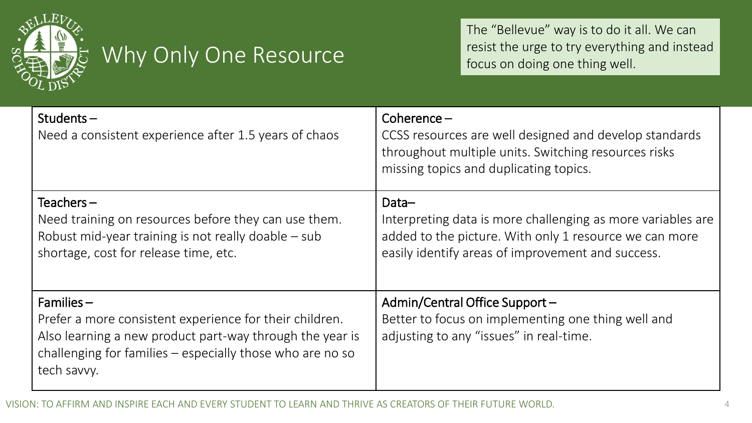# Why Only One Resource

The "Bellevue" way is to do it all. We can resist the urge to try everything and instead focus on doing one thing well.

| | |
|---|---|
| **Students –** Need a consistent experience after 1.5 years of chaos | **Coherence –** CCSS resources are well designed and develop standards throughout multiple units. Switching resources risks missing topics and duplicating topics. |
| **Teachers –** Need training on resources before they can use them. Robust mid-year training is not really doable – sub shortage, cost for release time, etc. | **Data–** Interpreting data is more challenging as more variables are added to the picture. With only 1 resource we can more easily identify areas of improvement and success. |
| **Families –** Prefer a more consistent experience for their children. Also learning a new product part-way through the year is challenging for families – especially those who are no so tech savvy. | **Admin/Central Office Support –** Better to focus on implementing one thing well and adjusting to any "issues" in real-time. |

VISION: TO AFFIRM AND INSPIRE EACH AND EVERY STUDENT TO LEARN AND THRIVE AS CREATORS OF THEIR FUTURE WORLD.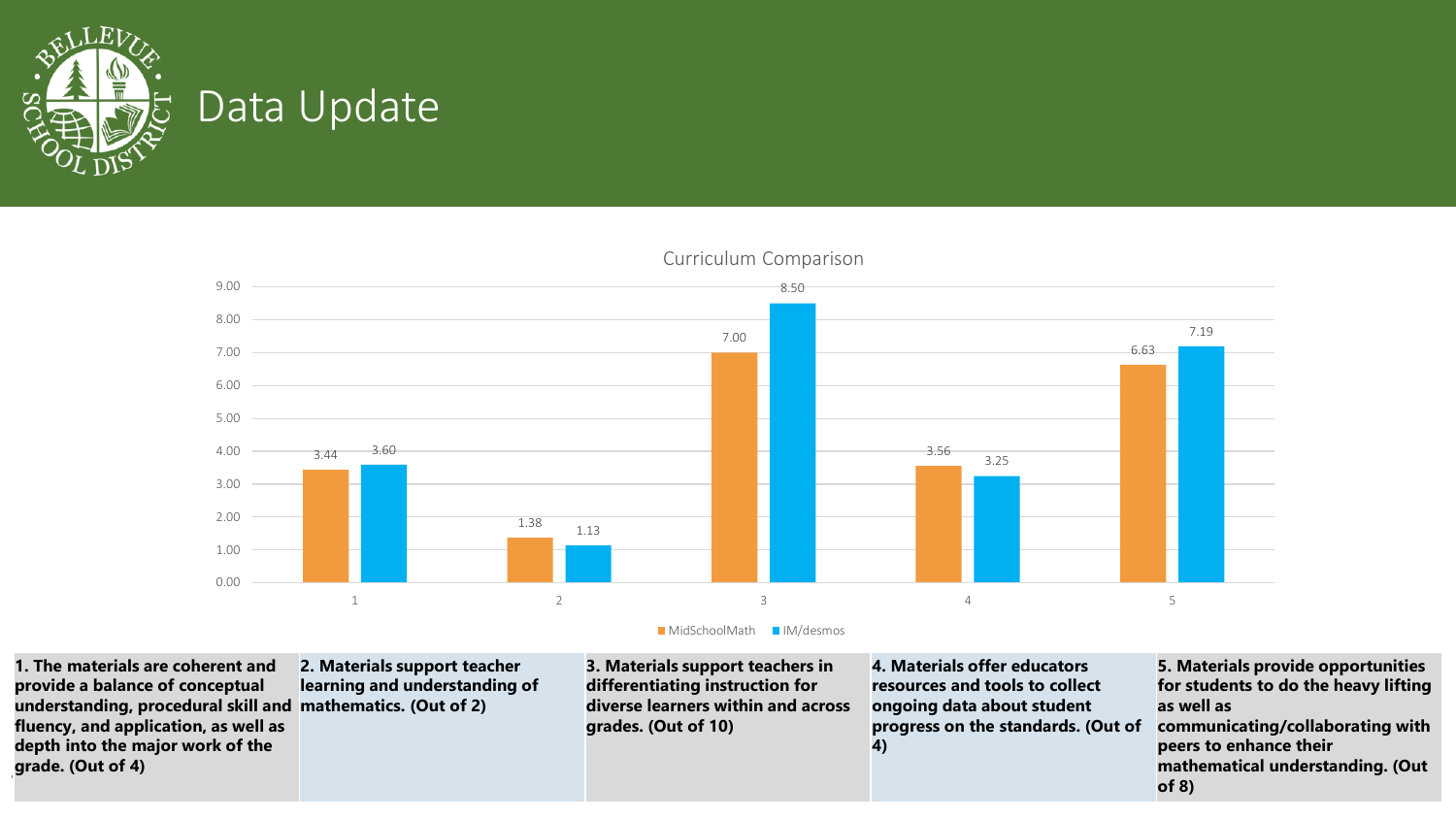# Data Update

**Curriculum Comparison**

| Criterion | MidSchoolMath | IM/desmos |
|---|---|---|
| 1 | 3.44 | 3.60 |
| 2 | 1.38 | 1.13 |
| 3 | 7.00 | 8.50 |
| 4 | 3.56 | 3.25 |
| 5 | 6.63 | 7.19 |

| 1. The materials are coherent and provide a balance of conceptual understanding, procedural skill and fluency, and application, as well as depth into the major work of the grade. (Out of 4) | 2. Materials support teacher learning and understanding of mathematics. (Out of 2) | 3. Materials support teachers in differentiating instruction for diverse learners within and across grades. (Out of 10) | 4. Materials offer educators resources and tools to collect ongoing data about student progress on the standards. (Out of 4) | 5. Materials provide opportunities for students to do the heavy lifting as well as communicating/collaborating with peers to enhance their mathematical understanding. (Out of 8) |
|---|---|---|---|---|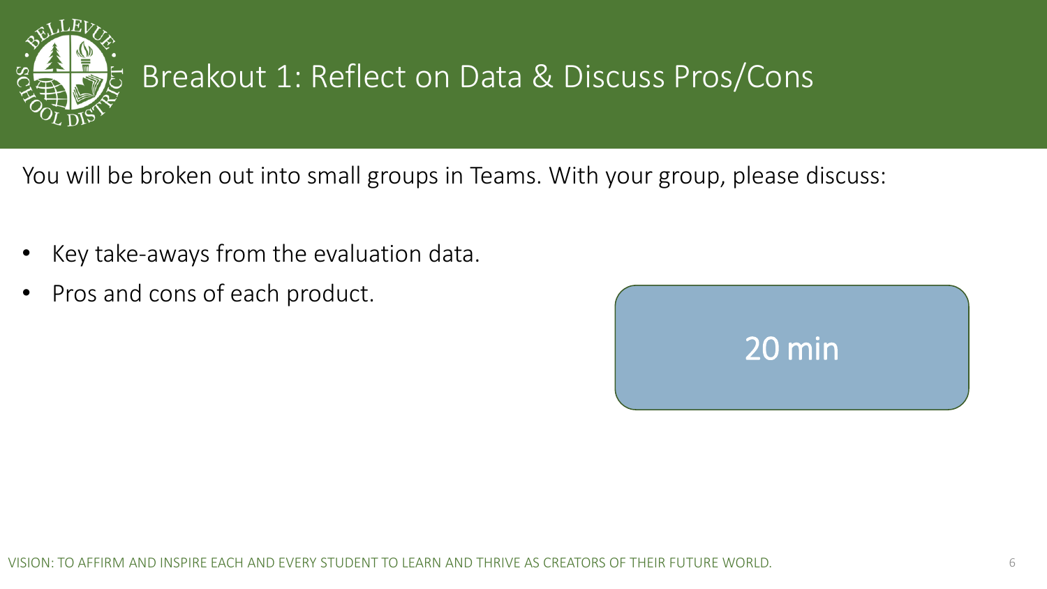# Breakout 1: Reflect on Data & Discuss Pros/Cons

You will be broken out into small groups in Teams. With your group, please discuss:

- Key take-aways from the evaluation data.
- Pros and cons of each product.

20 min

VISION: TO AFFIRM AND INSPIRE EACH AND EVERY STUDENT TO LEARN AND THRIVE AS CREATORS OF THEIR FUTURE WORLD.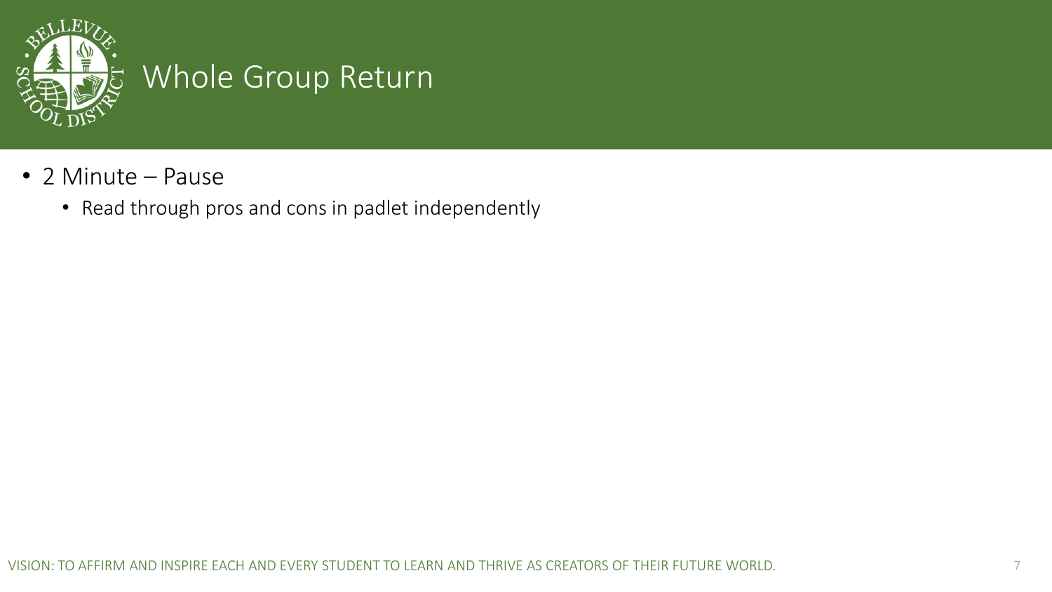# Whole Group Return

- 2 Minute – Pause
  - Read through pros and cons in padlet independently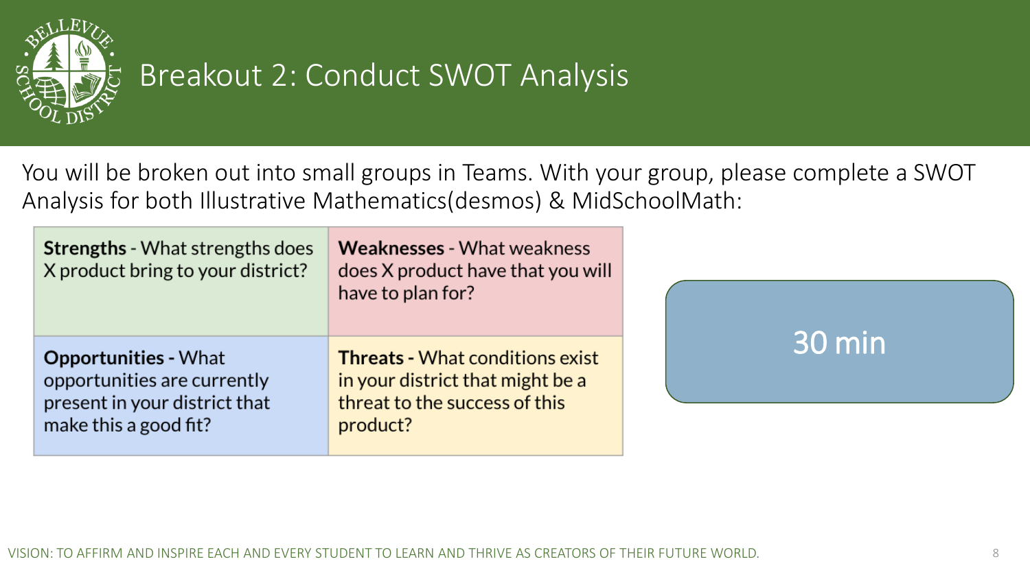# Breakout 2: Conduct SWOT Analysis

You will be broken out into small groups in Teams. With your group, please complete a SWOT Analysis for both Illustrative Mathematics(desmos) & MidSchoolMath:

| | |
|---|---|
| **Strengths** - What strengths does X product bring to your district? | **Weaknesses** - What weakness does X product have that you will have to plan for? |
| **Opportunities** - What opportunities are currently present in your district that make this a good fit? | **Threats** - What conditions exist in your district that might be a threat to the success of this product? |

30 min

VISION: TO AFFIRM AND INSPIRE EACH AND EVERY STUDENT TO LEARN AND THRIVE AS CREATORS OF THEIR FUTURE WORLD.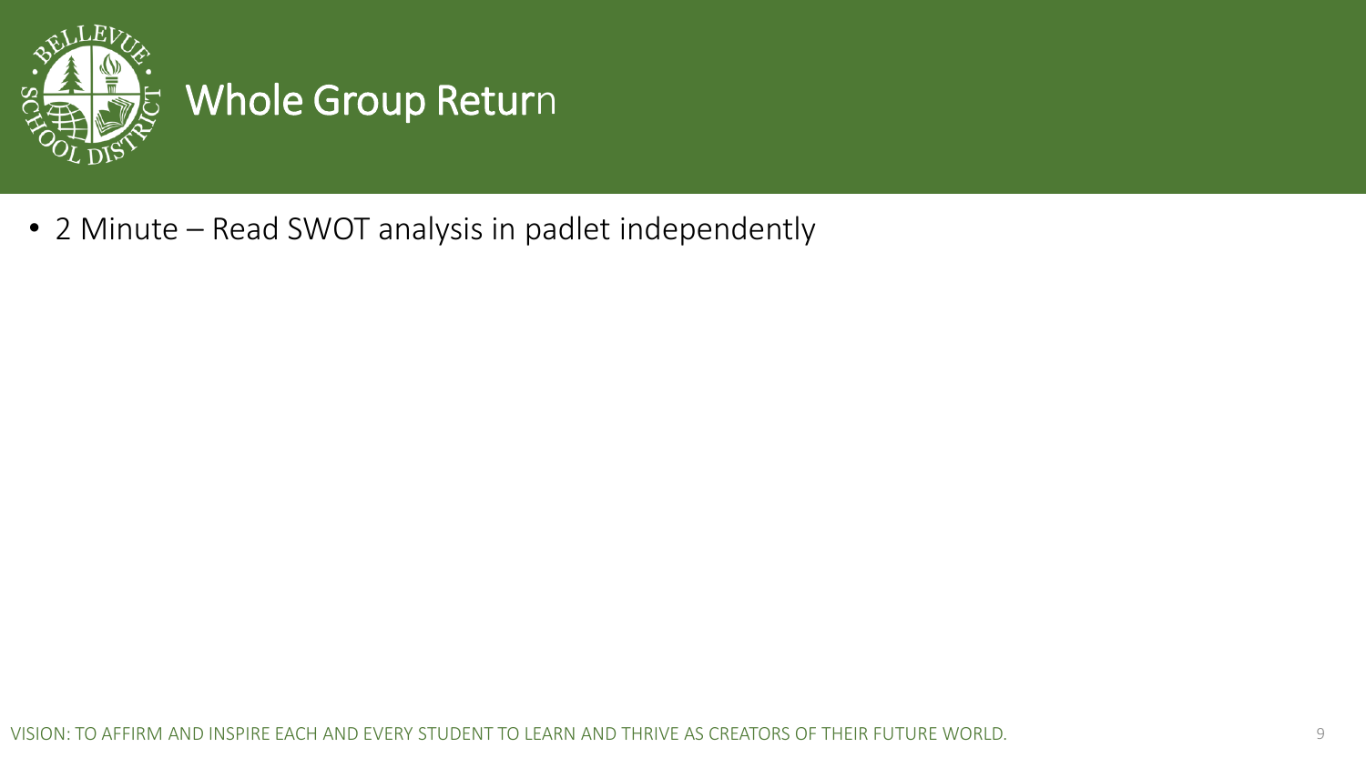# Whole Group Return

- 2 Minute – Read SWOT analysis in padlet independently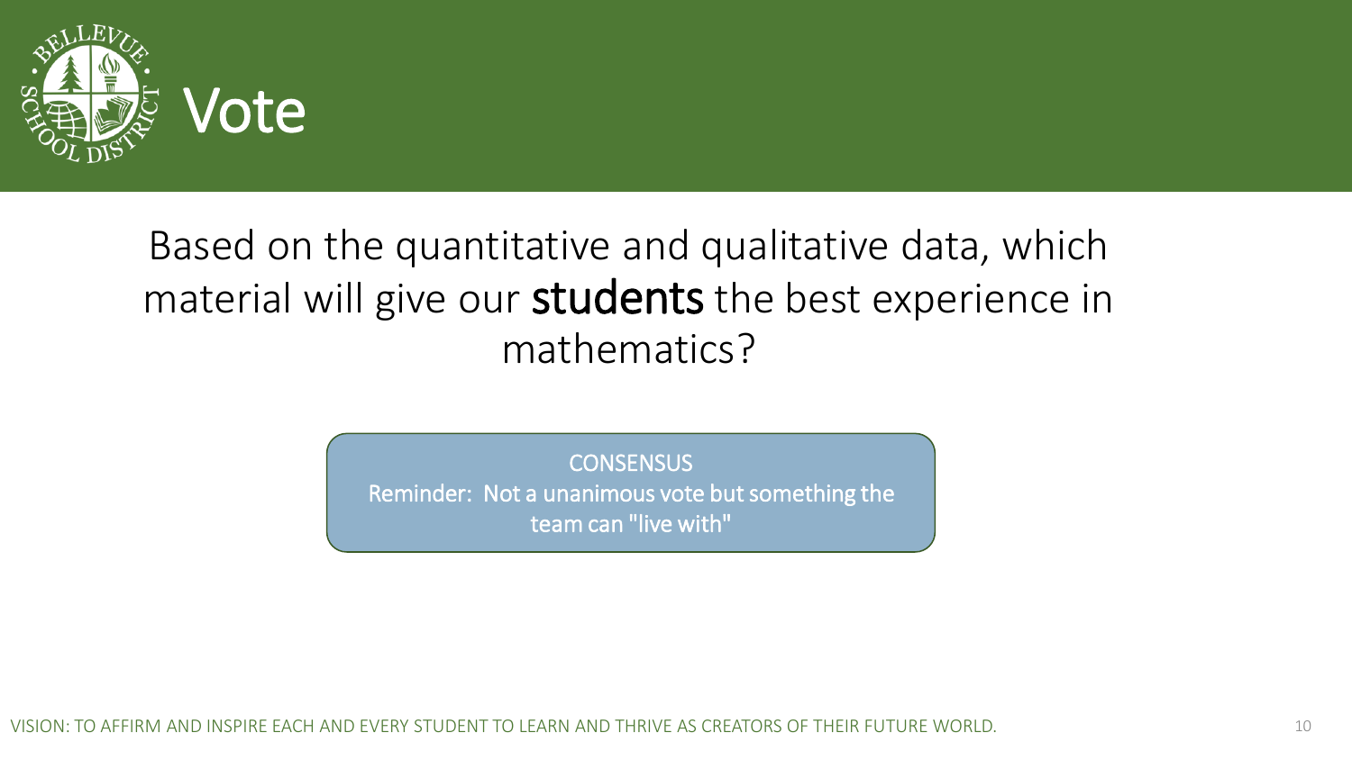# Vote

Based on the quantitative and qualitative data, which material will give our **students** the best experience in mathematics?

CONSENSUS
Reminder: Not a unanimous vote but something the team can "live with"

VISION: TO AFFIRM AND INSPIRE EACH AND EVERY STUDENT TO LEARN AND THRIVE AS CREATORS OF THEIR FUTURE WORLD.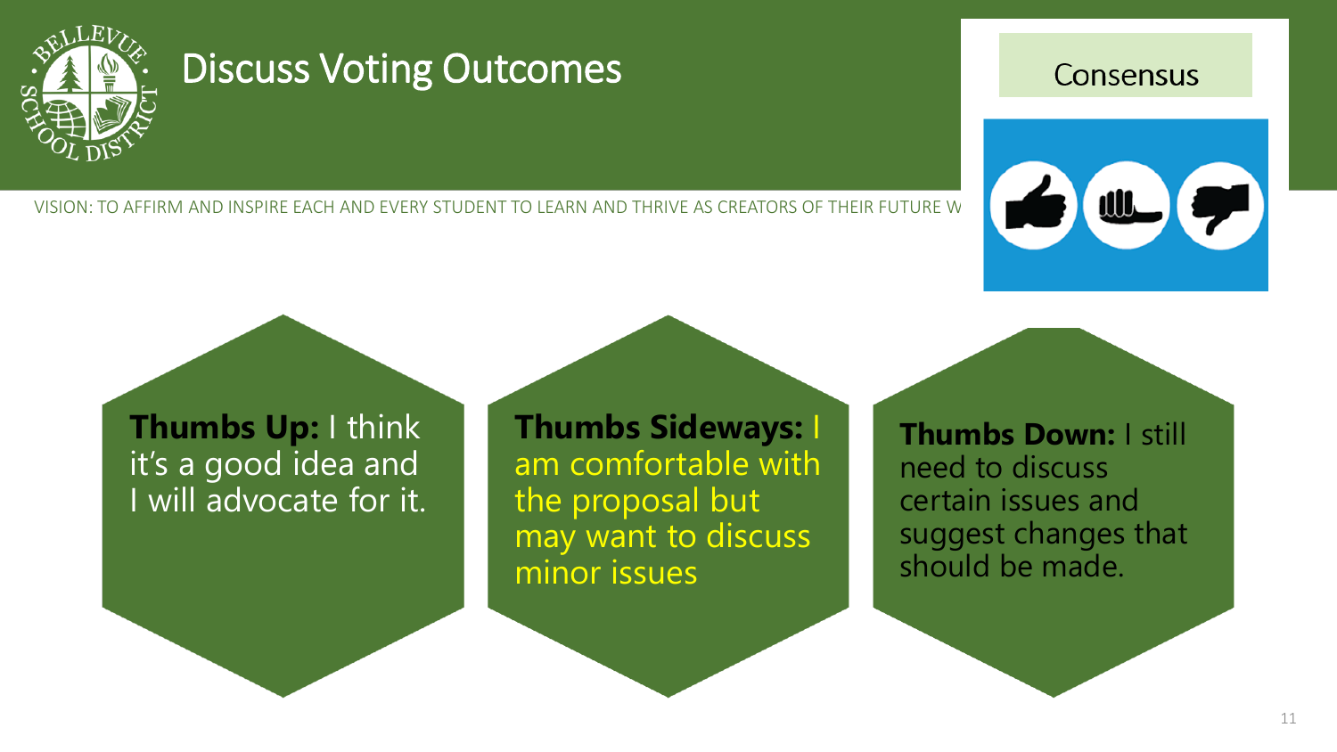# Discuss Voting Outcomes

VISION: TO AFFIRM AND INSPIRE EACH AND EVERY STUDENT TO LEARN AND THRIVE AS CREATORS OF THEIR FUTURE W

Consensus

**Thumbs Up:** I think it's a good idea and I will advocate for it.

**Thumbs Sideways:** I am comfortable with the proposal but may want to discuss minor issues

**Thumbs Down:** I still need to discuss certain issues and suggest changes that should be made.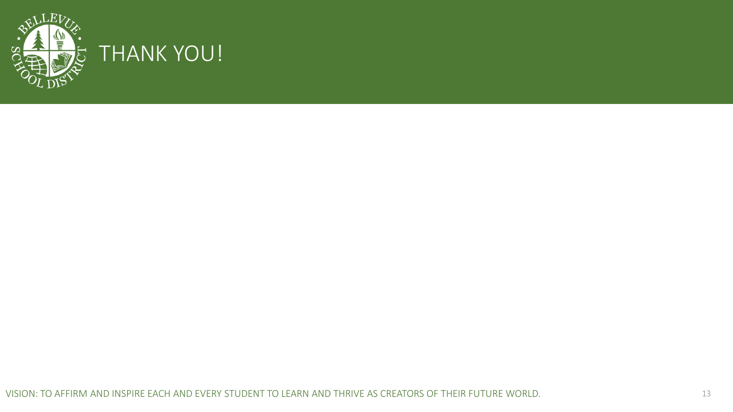# THANK YOU!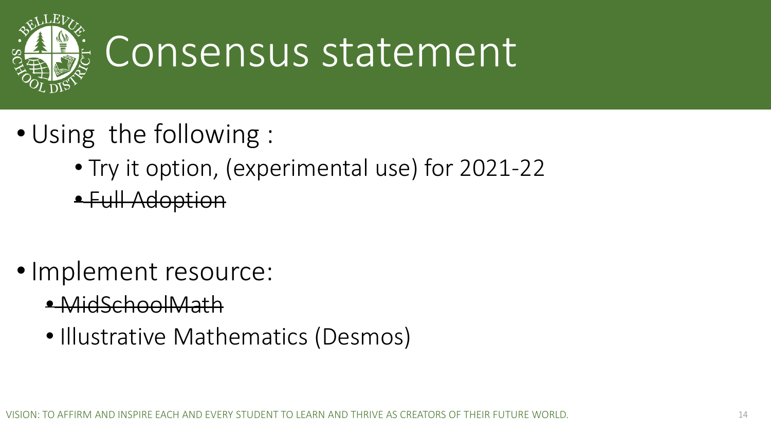# Consensus statement

- Using the following :
  - Try it option, (experimental use) for 2021-22
  - ~~Full Adoption~~

- Implement resource:
  - ~~MidSchoolMath~~
  - Illustrative Mathematics (Desmos)

VISION: TO AFFIRM AND INSPIRE EACH AND EVERY STUDENT TO LEARN AND THRIVE AS CREATORS OF THEIR FUTURE WORLD.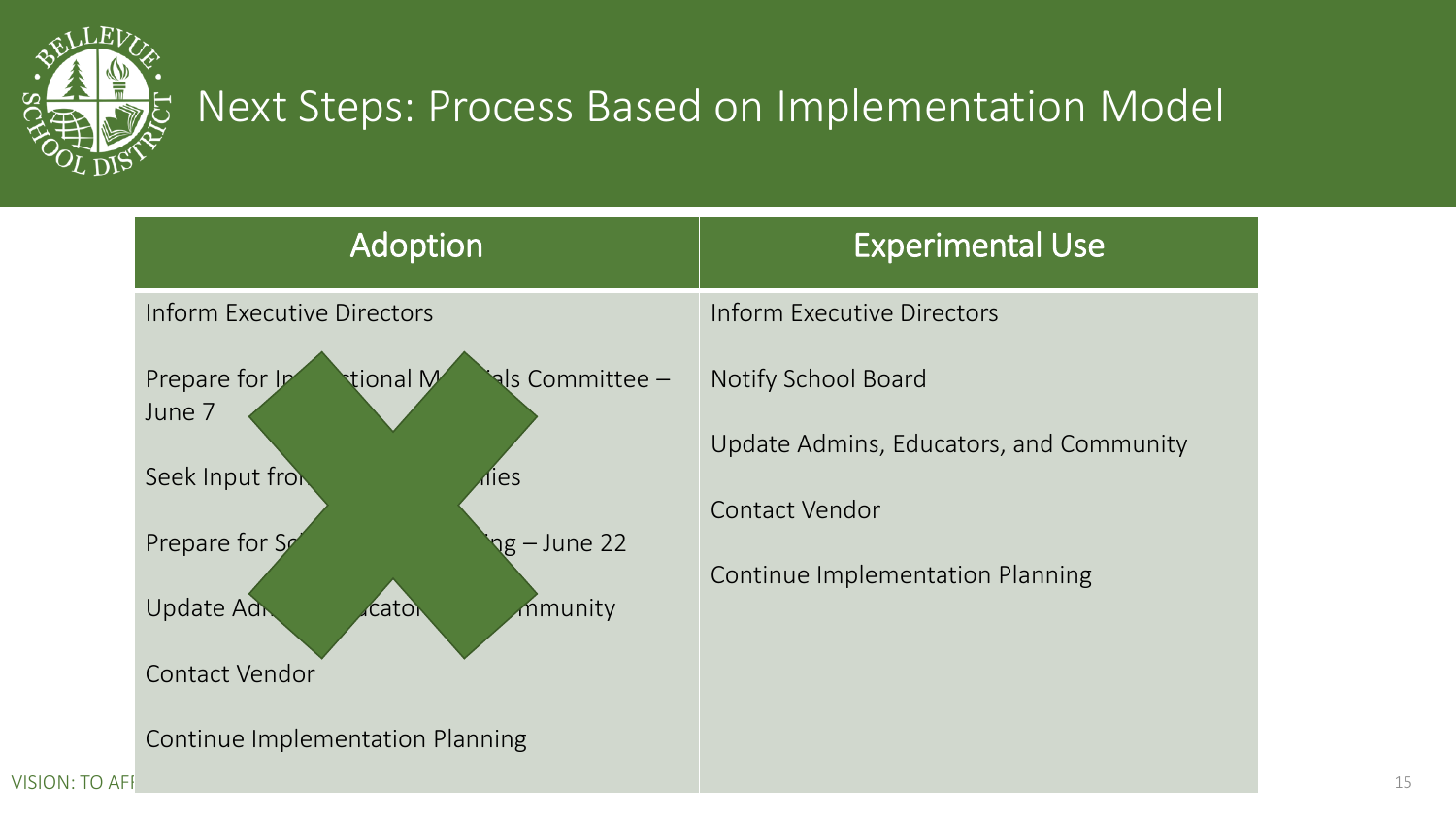# Next Steps: Process Based on Implementation Model

| Adoption | Experimental Use |
|---|---|
| Inform Executive Directors | Inform Executive Directors |
| Prepare for In tional M ls Committee – June 7 | Notify School Board |
| Seek Input fro ies | Update Admins, Educators, and Community |
| Prepare for Sc ng – June 22 | Contact Vendor |
| Update Ad cato mmunity | Continue Implementation Planning |
| Contact Vendor | |
| Continue Implementation Planning | |

VISION: TO AF